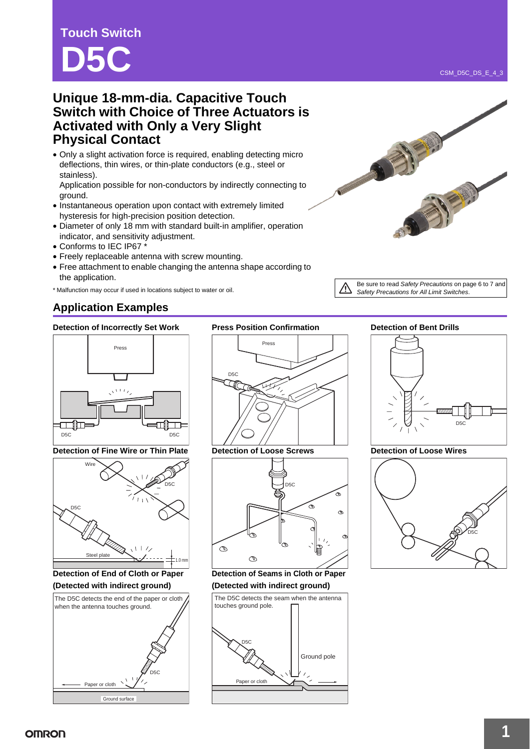# Touch Switch

# D5C

## Unique 18-mm-dia. Capacitive Touch Switch with Choice of Three Actuators is Activated with Only a Very Slight Physical Contact

- Only a slight activation force is required, enabling detecting micro deflections, thin wires, or thin-plate conductors (e.g., steel or stainless).
  Application possible for non-conductors by indirectly connecting to ground.
- Instantaneous operation upon contact with extremely limited hysteresis for high-precision position detection.
- Diameter of only 18 mm with standard built-in amplifier, operation indicator, and sensitivity adjustment.
- Conforms to IEC IP67 *
- Freely replaceable antenna with screw mounting.
- Free attachment to enable changing the antenna shape according to the application.

\* Malfunction may occur if used in locations subject to water or oil.

Be sure to read *Safety Precautions* on page 6 to 7 and *Safety Precautions for All Limit Switches*.

## Application Examples

**Detection of Incorrectly Set Work**

Press
D5C
D5C

**Press Position Confirmation**

Press
D5C

**Detection of Bent Drills**

D5C

**Detection of Fine Wire or Thin Plate**

Wire
D5C
D5C
Steel plate
1.0 mm

**Detection of Loose Screws**

D5C

**Detection of Loose Wires**

D5C

**Detection of End of Cloth or Paper (Detected with indirect ground)**

The D5C detects the end of the paper or cloth when the antenna touches ground.

D5C
Paper or cloth
Ground surface

**Detection of Seams in Cloth or Paper (Detected with indirect ground)**

The D5C detects the seam when the antenna touches ground pole.

D5C
Ground pole
Paper or cloth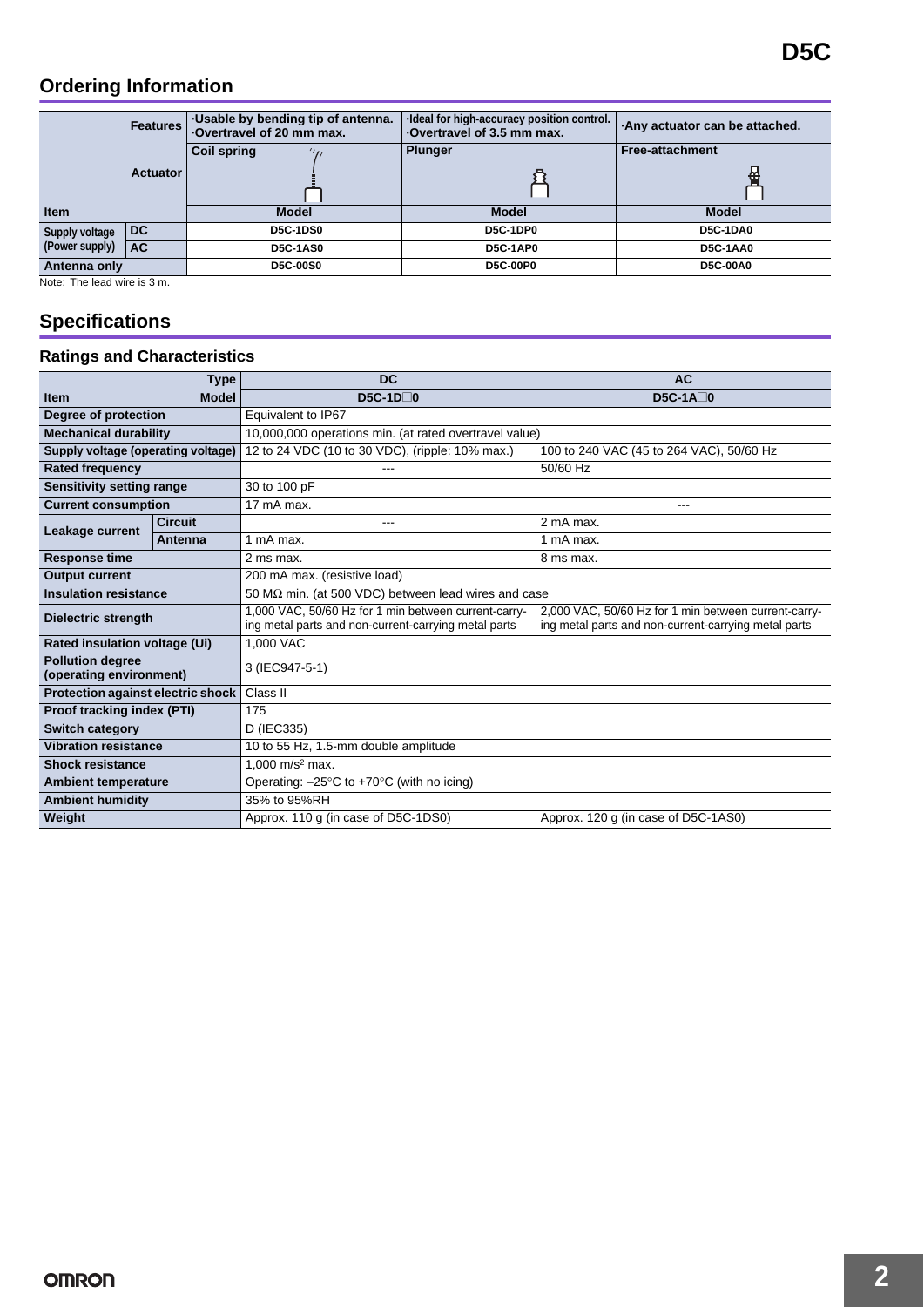## Ordering Information

| Features | | ·Usable by bending tip of antenna. ·Overtravel of 20 mm max. | ·Ideal for high-accuracy position control. ·Overtravel of 3.5 mm max. | ·Any actuator can be attached. |
|---|---|---|---|---|
| Actuator | | Coil spring | Plunger | Free-attachment |
| Item | | Model | Model | Model |
| Supply voltage (Power supply) | DC | D5C-1DS0 | D5C-1DP0 | D5C-1DA0 |
| | AC | D5C-1AS0 | D5C-1AP0 | D5C-1AA0 |
| Antenna only | | D5C-00S0 | D5C-00P0 | D5C-00A0 |

Note: The lead wire is 3 m.

## Specifications

### Ratings and Characteristics

| Item | Type / Model | DC D5C-1D□0 | AC D5C-1A□0 |
|---|---|---|---|
| Degree of protection | | Equivalent to IP67 | |
| Mechanical durability | | 10,000,000 operations min. (at rated overtravel value) | |
| Supply voltage (operating voltage) | | 12 to 24 VDC (10 to 30 VDC), (ripple: 10% max.) | 100 to 240 VAC (45 to 264 VAC), 50/60 Hz |
| Rated frequency | | --- | 50/60 Hz |
| Sensitivity setting range | | 30 to 100 pF | |
| Current consumption | | 17 mA max. | --- |
| Leakage current | Circuit | --- | 2 mA max. |
| | Antenna | 1 mA max. | 1 mA max. |
| Response time | | 2 ms max. | 8 ms max. |
| Output current | | 200 mA max. (resistive load) | |
| Insulation resistance | | 50 MΩ min. (at 500 VDC) between lead wires and case | |
| Dielectric strength | | 1,000 VAC, 50/60 Hz for 1 min between current-carrying metal parts and non-current-carrying metal parts | 2,000 VAC, 50/60 Hz for 1 min between current-carrying metal parts and non-current-carrying metal parts |
| Rated insulation voltage (Ui) | | 1,000 VAC | |
| Pollution degree (operating environment) | | 3 (IEC947-5-1) | |
| Protection against electric shock | | Class II | |
| Proof tracking index (PTI) | | 175 | |
| Switch category | | D (IEC335) | |
| Vibration resistance | | 10 to 55 Hz, 1.5-mm double amplitude | |
| Shock resistance | | 1,000 $m/s^2$ max. | |
| Ambient temperature | | Operating: –25°C to +70°C (with no icing) | |
| Ambient humidity | | 35% to 95%RH | |
| Weight | | Approx. 110 g (in case of D5C-1DS0) | Approx. 120 g (in case of D5C-1AS0) |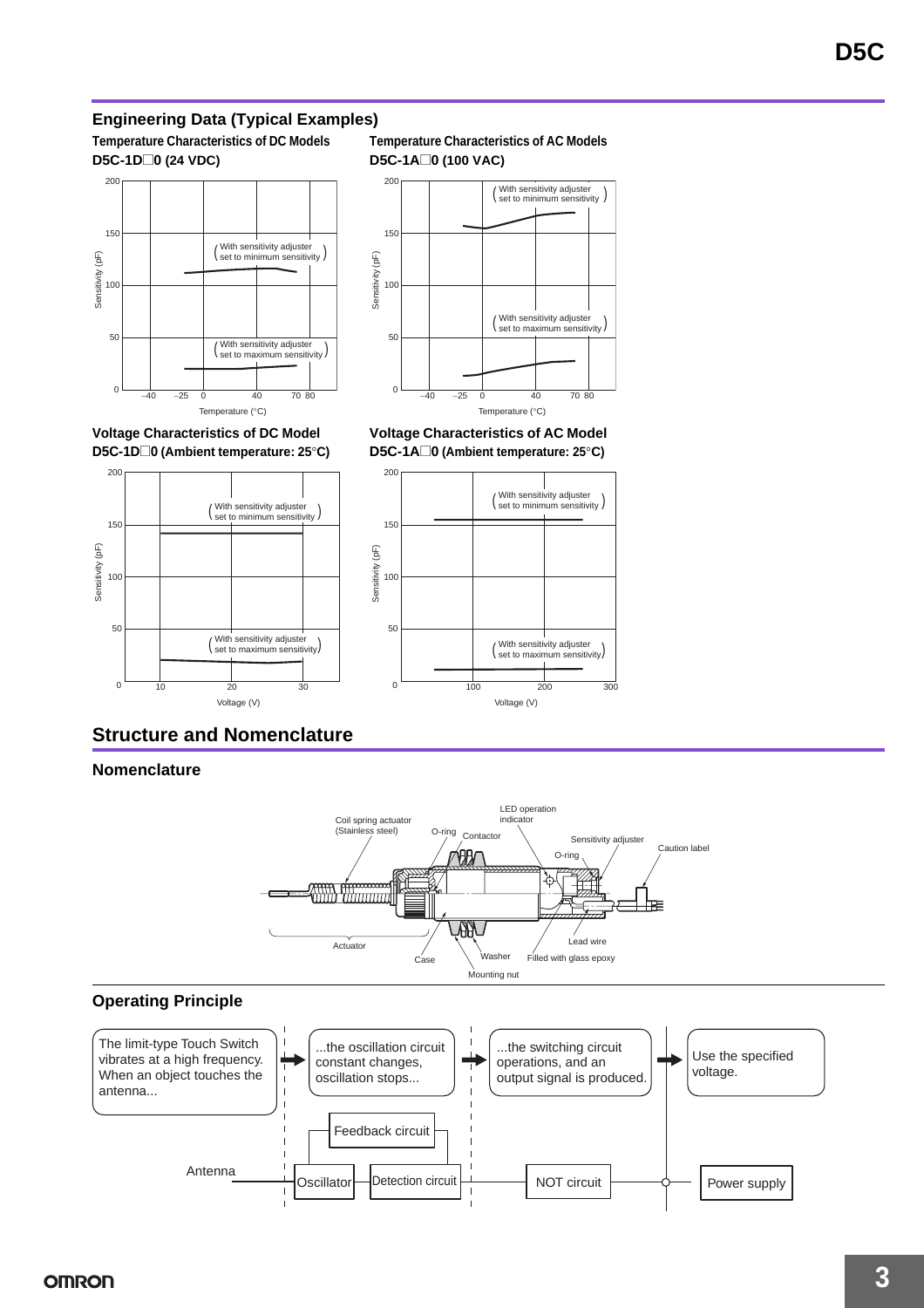## Engineering Data (Typical Examples)

**Temperature Characteristics of DC Models**
**D5C-1D□0 (24 VDC)**

(With sensitivity adjuster set to minimum sensitivity)
(With sensitivity adjuster set to maximum sensitivity)

Sensitivity (pF)
Temperature (°C)

**Temperature Characteristics of AC Models**
**D5C-1A□0 (100 VAC)**

(With sensitivity adjuster set to minimum sensitivity)
(With sensitivity adjuster set to maximum sensitivity)

Sensitivity (pF)
Temperature (°C)

**Voltage Characteristics of DC Model**
**D5C-1D□0 (Ambient temperature: 25°C)**

(With sensitivity adjuster set to minimum sensitivity)
(With sensitivity adjuster set to maximum sensitivity)

Sensitivity (pF)
Voltage (V)

**Voltage Characteristics of AC Model**
**D5C-1A□0 (Ambient temperature: 25°C)**

(With sensitivity adjuster set to minimum sensitivity)
(With sensitivity adjuster set to maximum sensitivity)

Sensitivity (pF)
Voltage (V)

## Structure and Nomenclature

### Nomenclature

Coil spring actuator (Stainless steel), O-ring, Contactor, LED operation indicator, Sensitivity adjuster, O-ring, Caution label, Actuator, Case, Washer, Mounting nut, Filled with glass epoxy, Lead wire

### Operating Principle

The limit-type Touch Switch vibrates at a high frequency. When an object touches the antenna... → ...the oscillation circuit constant changes, oscillation stops... → ...the switching circuit operations, and an output signal is produced. → Use the specified voltage.

Antenna — Oscillator — Detection circuit (Feedback circuit) — NOT circuit — Power supply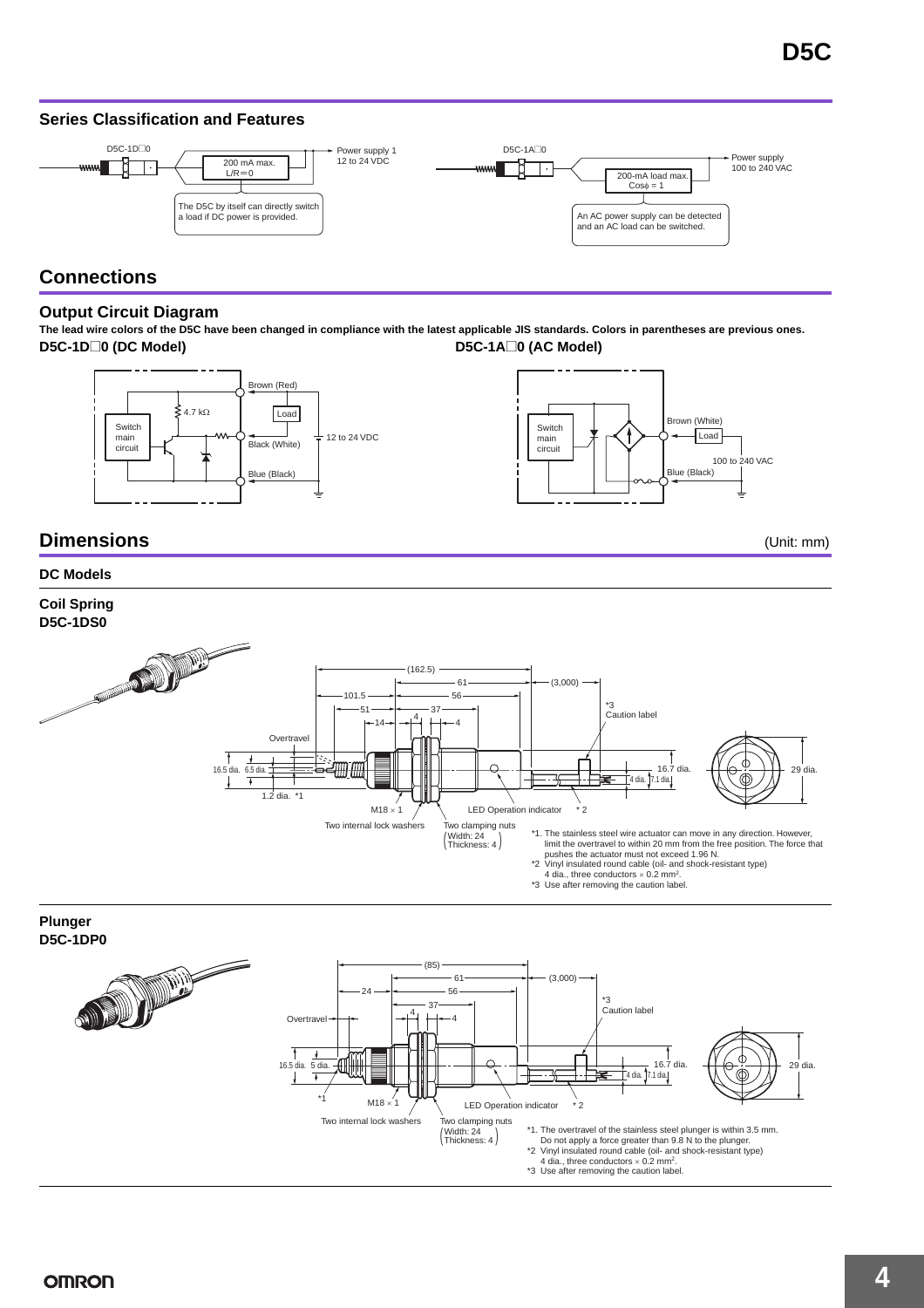## Series Classification and Features

D5C-1D□0

200 mA max.
L/R=0

Power supply 1
12 to 24 VDC

The D5C by itself can directly switch a load if DC power is provided.

D5C-1A□0

200-mA load max.
Cosφ = 1

Power supply
100 to 240 VAC

An AC power supply can be detected and an AC load can be switched.

# Connections

## Output Circuit Diagram

**The lead wire colors of the D5C have been changed in compliance with the latest applicable JIS standards. Colors in parentheses are previous ones.**

**D5C-1D□0 (DC Model)**

Switch main circuit, 4.7 kΩ, Brown (Red), Load, Black (White), 12 to 24 VDC, Blue (Black)

**D5C-1A□0 (AC Model)**

Switch main circuit, Brown (White), Load, 100 to 240 VAC, Blue (Black)

# Dimensions

(Unit: mm)

### DC Models

### Coil Spring
### D5C-1DS0

(162.5), 61, (3,000), 101.5, 56, 51, 37, 14, 4, 4, Overtravel, \*3 Caution label, 16.5 dia., 6.5 dia., 16.7 dia., 4 dia., 7.1 dia., 29 dia., 1.2 dia. \*1, M18 × 1, LED Operation indicator, \*2, Two internal lock washers, Two clamping nuts (Width: 24 Thickness: 4)

\*1. The stainless steel wire actuator can move in any direction. However, limit the overtravel to within 20 mm from the free position. The force that pushes the actuator must not exceed 1.96 N.
\*2 Vinyl insulated round cable (oil- and shock-resistant type) 4 dia., three conductors × 0.2 mm².
\*3 Use after removing the caution label.

### Plunger
### D5C-1DP0

(85), 61, (3,000), 24, 56, 37, 4, 4, Overtravel, \*3 Caution label, 16.5 dia., 5 dia., 16.7 dia., 4 dia., 7.1 dia., 29 dia., \*1, M18 × 1, LED Operation indicator, \*2, Two internal lock washers, Two clamping nuts (Width: 24 Thickness: 4)

\*1. The overtravel of the stainless steel plunger is within 3.5 mm. Do not apply a force greater than 9.8 N to the plunger.
\*2 Vinyl insulated round cable (oil- and shock-resistant type) 4 dia., three conductors × 0.2 mm².
\*3 Use after removing the caution label.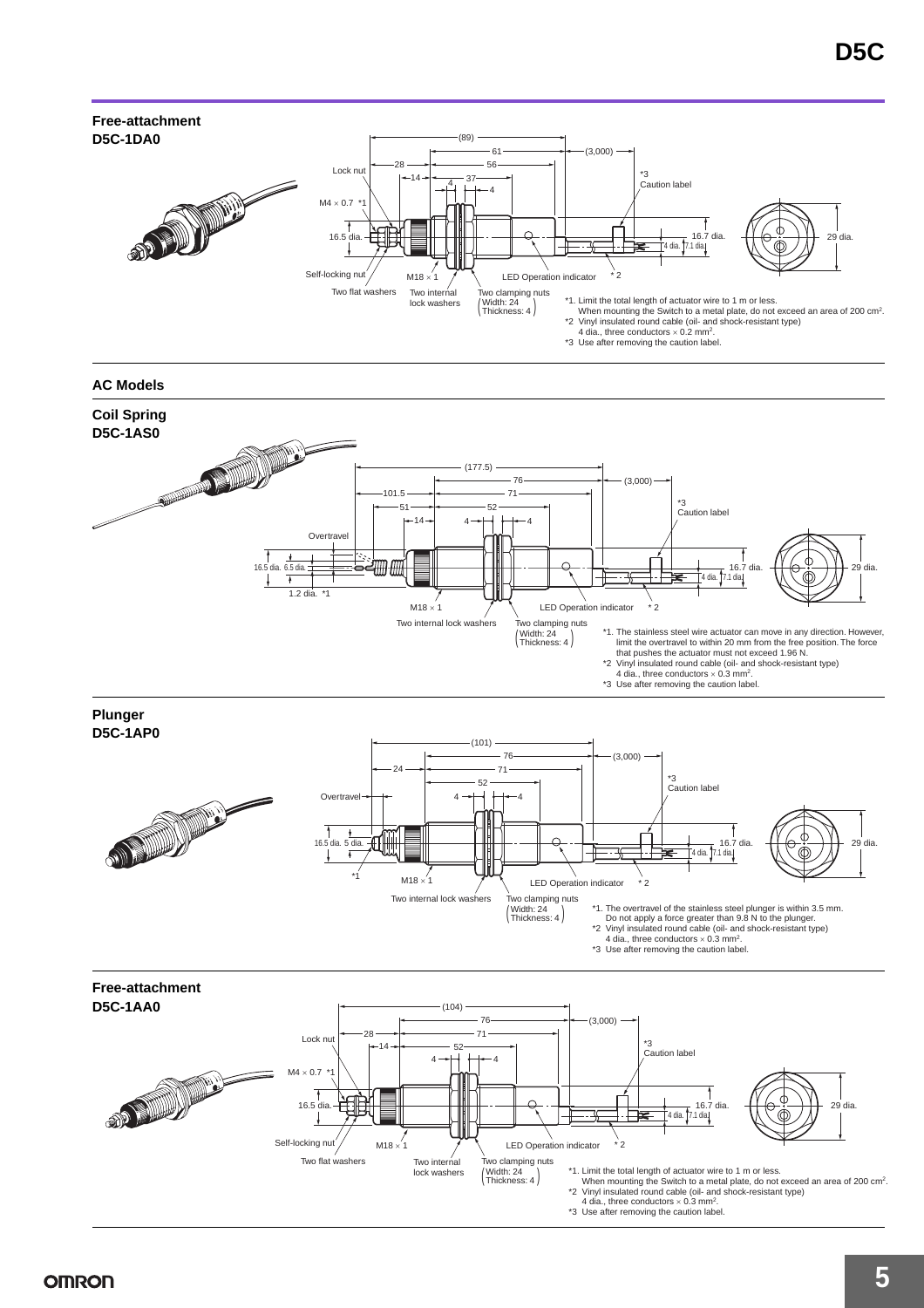## Free-attachment

### D5C-1DA0

Lock nut, M4 × 0.7 *1, 16.5 dia., Self-locking nut, Two flat washers, M18 × 1, Two internal lock washers, Two clamping nuts (Width: 24, Thickness: 4), LED Operation indicator, *2, *3 Caution label

Dimensions: (89), 61, (3,000), 28, 56, 14, 37, 4, 4, 16.7 dia., 4 dia., 7.1 dia., 29 dia.

*1. Limit the total length of actuator wire to 1 m or less.
When mounting the Switch to a metal plate, do not exceed an area of 200 cm².
*2 Vinyl insulated round cable (oil- and shock-resistant type)
4 dia., three conductors × 0.2 mm².
*3 Use after removing the caution label.

## AC Models

### Coil Spring

### D5C-1AS0

Overtravel, 16.5 dia., 6.5 dia., 1.2 dia. *1, M18 × 1, Two internal lock washers, Two clamping nuts (Width: 24, Thickness: 4), LED Operation indicator, *2, *3 Caution label

Dimensions: (177.5), 76, (3,000), 101.5, 71, 51, 52, 14, 4, 4, 16.7 dia., 4 dia., 7.1 dia., 29 dia.

*1. The stainless steel wire actuator can move in any direction. However, limit the overtravel to within 20 mm from the free position. The force that pushes the actuator must not exceed 1.96 N.
*2 Vinyl insulated round cable (oil- and shock-resistant type)
4 dia., three conductors × 0.3 mm².
*3 Use after removing the caution label.

### Plunger

### D5C-1AP0

Overtravel, 16.5 dia., 5 dia., *1, M18 × 1, Two internal lock washers, Two clamping nuts (Width: 24, Thickness: 4), LED Operation indicator, *2, *3 Caution label

Dimensions: (101), 76, (3,000), 24, 71, 52, 4, 4, 16.7 dia., 4 dia., 7.1 dia., 29 dia.

*1. The overtravel of the stainless steel plunger is within 3.5 mm.
Do not apply a force greater than 9.8 N to the plunger.
*2 Vinyl insulated round cable (oil- and shock-resistant type)
4 dia., three conductors × 0.3 mm².
*3 Use after removing the caution label.

### Free-attachment

### D5C-1AA0

Lock nut, M4 × 0.7 *1, 16.5 dia., Self-locking nut, Two flat washers, M18 × 1, Two internal lock washers, Two clamping nuts (Width: 24, Thickness: 4), LED Operation indicator, *2, *3 Caution label

Dimensions: (104), 76, (3,000), 28, 71, 14, 52, 4, 4, 16.7 dia., 4 dia., 7.1 dia., 29 dia.

*1. Limit the total length of actuator wire to 1 m or less.
When mounting the Switch to a metal plate, do not exceed an area of 200 cm².
*2 Vinyl insulated round cable (oil- and shock-resistant type)
4 dia., three conductors × 0.3 mm².
*3 Use after removing the caution label.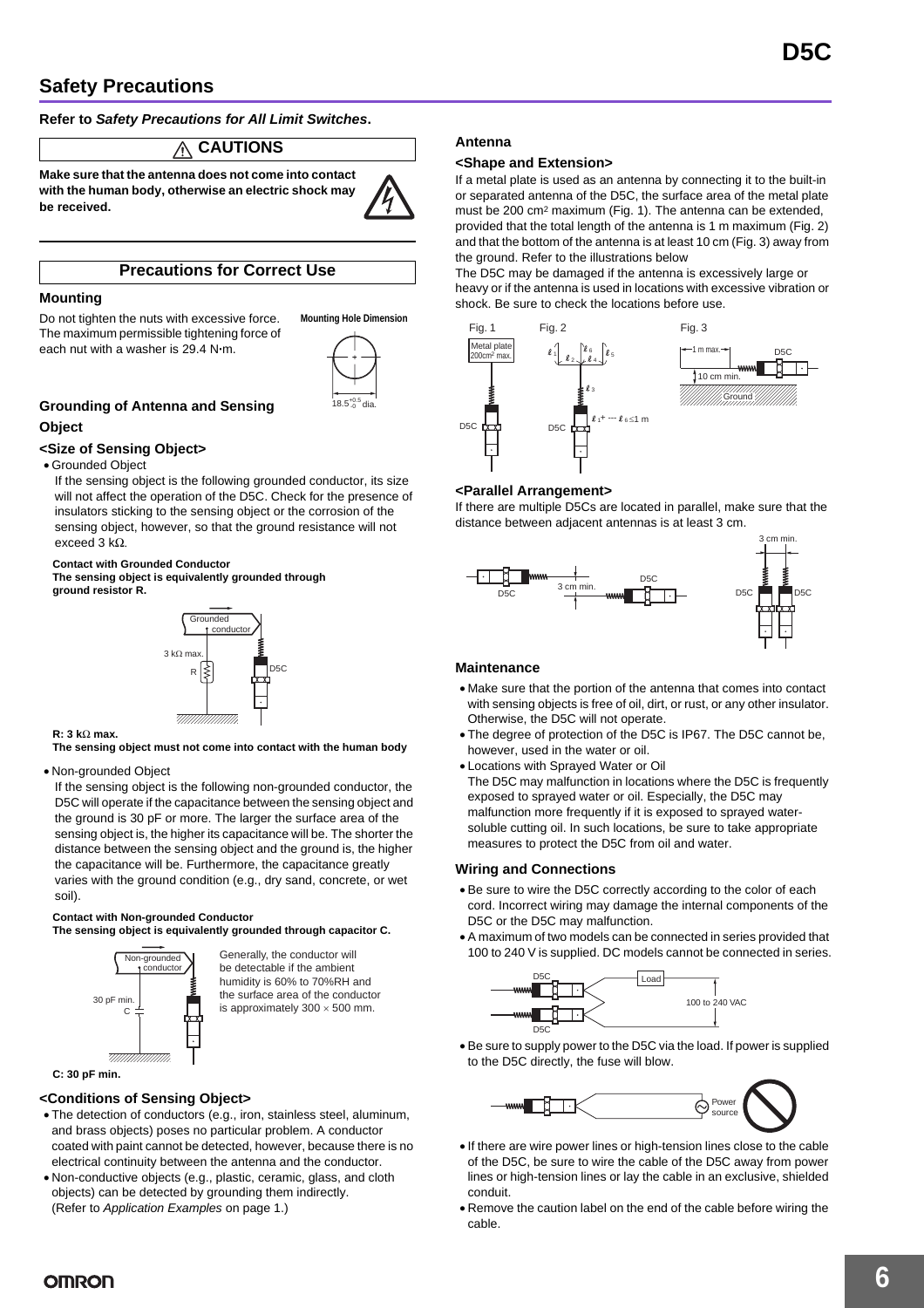## Safety Precautions

**Refer to *Safety Precautions for All Limit Switches*.**

### ⚠ CAUTIONS

**Make sure that the antenna does not come into contact with the human body, otherwise an electric shock may be received.**

### Precautions for Correct Use

#### Mounting

Do not tighten the nuts with excessive force. The maximum permissible tightening force of each nut with a washer is 29.4 N·m.

**Mounting Hole Dimension**

$18.5^{+0.5}_{0}$ dia.

#### Grounding of Antenna and Sensing Object

**<Size of Sensing Object>**

- Grounded Object

  If the sensing object is the following grounded conductor, its size will not affect the operation of the D5C. Check for the presence of insulators sticking to the sensing object or the corrosion of the sensing object, however, so that the ground resistance will not exceed 3 kΩ.

**Contact with Grounded Conductor**
**The sensing object is equivalently grounded through ground resistor R.**

**R: 3 kΩ max.**
**The sensing object must not come into contact with the human body**

- Non-grounded Object

  If the sensing object is the following non-grounded conductor, the D5C will operate if the capacitance between the sensing object and the ground is 30 pF or more. The larger the surface area of the sensing object is, the higher its capacitance will be. The shorter the distance between the sensing object and the ground is, the higher the capacitance will be. Furthermore, the capacitance greatly varies with the ground condition (e.g., dry sand, concrete, or wet soil).

**Contact with Non-grounded Conductor**
**The sensing object is equivalently grounded through capacitor C.**

Generally, the conductor will be detectable if the ambient humidity is 60% to 70%RH and the surface area of the conductor is approximately 300 × 500 mm.

**C: 30 pF min.**

**<Conditions of Sensing Object>**

- The detection of conductors (e.g., iron, stainless steel, aluminum, and brass objects) poses no particular problem. A conductor coated with paint cannot be detected, however, because there is no electrical continuity between the antenna and the conductor.
- Non-conductive objects (e.g., plastic, ceramic, glass, and cloth objects) can be detected by grounding them indirectly. (Refer to *Application Examples* on page 1.)

#### Antenna

**<Shape and Extension>**

If a metal plate is used as an antenna by connecting it to the built-in or separated antenna of the D5C, the surface area of the metal plate must be 200 cm² maximum (Fig. 1). The antenna can be extended, provided that the total length of the antenna is 1 m maximum (Fig. 2) and that the bottom of the antenna is at least 10 cm (Fig. 3) away from the ground. Refer to the illustrations below

The D5C may be damaged if the antenna is excessively large or heavy or if the antenna is used in locations with excessive vibration or shock. Be sure to check the locations before use.

Fig. 1: Metal plate 200cm² max.

Fig. 2: $\ell_1 + \cdots + \ell_6 \leq 1$ m

Fig. 3: 1 m max., 10 cm min., Ground

**<Parallel Arrangement>**

If there are multiple D5Cs are located in parallel, make sure that the distance between adjacent antennas is at least 3 cm.

#### Maintenance

- Make sure that the portion of the antenna that comes into contact with sensing objects is free of oil, dirt, or rust, or any other insulator. Otherwise, the D5C will not operate.
- The degree of protection of the D5C is IP67. The D5C cannot be, however, used in the water or oil.
- Locations with Sprayed Water or Oil

  The D5C may malfunction in locations where the D5C is frequently exposed to sprayed water or oil. Especially, the D5C may malfunction more frequently if it is exposed to sprayed water-soluble cutting oil. In such locations, be sure to take appropriate measures to protect the D5C from oil and water.

#### Wiring and Connections

- Be sure to wire the D5C correctly according to the color of each cord. Incorrect wiring may damage the internal components of the D5C or the D5C may malfunction.
- A maximum of two models can be connected in series provided that 100 to 240 V is supplied. DC models cannot be connected in series.
- Be sure to supply power to the D5C via the load. If power is supplied to the D5C directly, the fuse will blow.
- If there are wire power lines or high-tension lines close to the cable of the D5C, be sure to wire the cable of the D5C away from power lines or high-tension lines or lay the cable in an exclusive, shielded conduit.
- Remove the caution label on the end of the cable before wiring the cable.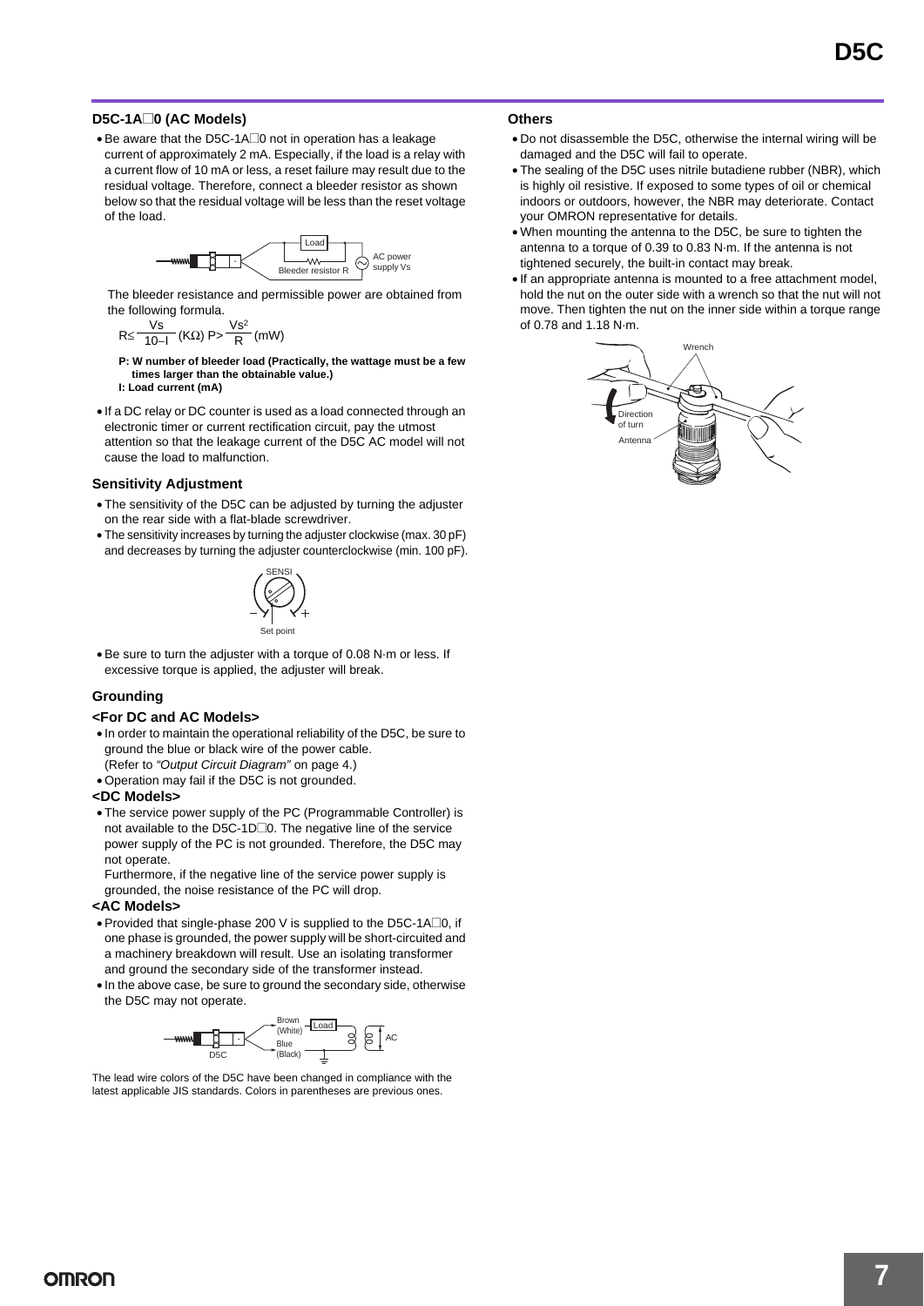### D5C-1A□0 (AC Models)

- Be aware that the D5C-1A□0 not in operation has a leakage current of approximately 2 mA. Especially, if the load is a relay with a current flow of 10 mA or less, a reset failure may result due to the residual voltage. Therefore, connect a bleeder resistor as shown below so that the residual voltage will be less than the reset voltage of the load.

The bleeder resistance and permissible power are obtained from the following formula.

$$R \leq \frac{Vs}{10-I} \ (K\Omega) \quad P > \frac{Vs^2}{R} \ (mW)$$

**P: W number of bleeder load (Practically, the wattage must be a few times larger than the obtainable value.)**
**I: Load current (mA)**

- If a DC relay or DC counter is used as a load connected through an electronic timer or current rectification circuit, pay the utmost attention so that the leakage current of the D5C AC model will not cause the load to malfunction.

### Sensitivity Adjustment

- The sensitivity of the D5C can be adjusted by turning the adjuster on the rear side with a flat-blade screwdriver.
- The sensitivity increases by turning the adjuster clockwise (max. 30 pF) and decreases by turning the adjuster counterclockwise (min. 100 pF).

- Be sure to turn the adjuster with a torque of 0.08 N·m or less. If excessive torque is applied, the adjuster will break.

### Grounding

**<For DC and AC Models>**

- In order to maintain the operational reliability of the D5C, be sure to ground the blue or black wire of the power cable.
  (Refer to *"Output Circuit Diagram"* on page 4.)
- Operation may fail if the D5C is not grounded.

**<DC Models>**

- The service power supply of the PC (Programmable Controller) is not available to the D5C-1D□0. The negative line of the service power supply of the PC is not grounded. Therefore, the D5C may not operate.
  Furthermore, if the negative line of the service power supply is grounded, the noise resistance of the PC will drop.

**<AC Models>**

- Provided that single-phase 200 V is supplied to the D5C-1A□0, if one phase is grounded, the power supply will be short-circuited and a machinery breakdown will result. Use an isolating transformer and ground the secondary side of the transformer instead.
- In the above case, be sure to ground the secondary side, otherwise the D5C may not operate.

The lead wire colors of the D5C have been changed in compliance with the latest applicable JIS standards. Colors in parentheses are previous ones.

### Others

- Do not disassemble the D5C, otherwise the internal wiring will be damaged and the D5C will fail to operate.
- The sealing of the D5C uses nitrile butadiene rubber (NBR), which is highly oil resistive. If exposed to some types of oil or chemical indoors or outdoors, however, the NBR may deteriorate. Contact your OMRON representative for details.
- When mounting the antenna to the D5C, be sure to tighten the antenna to a torque of 0.39 to 0.83 N·m. If the antenna is not tightened securely, the built-in contact may break.
- If an appropriate antenna is mounted to a free attachment model, hold the nut on the outer side with a wrench so that the nut will not move. Then tighten the nut on the inner side within a torque range of 0.78 and 1.18 N·m.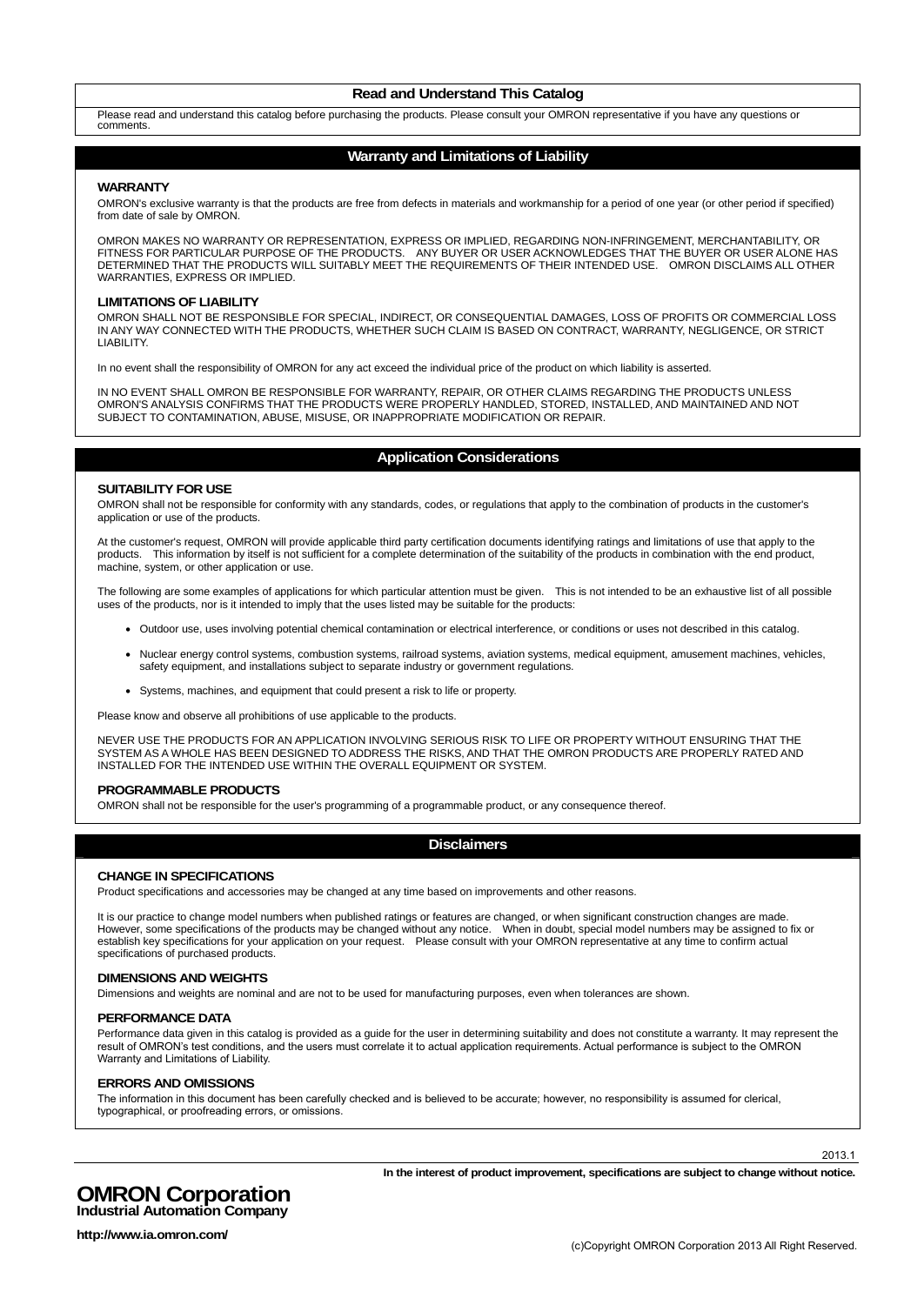## Read and Understand This Catalog

Please read and understand this catalog before purchasing the products. Please consult your OMRON representative if you have any questions or comments.

## Warranty and Limitations of Liability

### WARRANTY

OMRON's exclusive warranty is that the products are free from defects in materials and workmanship for a period of one year (or other period if specified) from date of sale by OMRON.

OMRON MAKES NO WARRANTY OR REPRESENTATION, EXPRESS OR IMPLIED, REGARDING NON-INFRINGEMENT, MERCHANTABILITY, OR FITNESS FOR PARTICULAR PURPOSE OF THE PRODUCTS. ANY BUYER OR USER ACKNOWLEDGES THAT THE BUYER OR USER ALONE HAS DETERMINED THAT THE PRODUCTS WILL SUITABLY MEET THE REQUIREMENTS OF THEIR INTENDED USE. OMRON DISCLAIMS ALL OTHER WARRANTIES, EXPRESS OR IMPLIED.

### LIMITATIONS OF LIABILITY

OMRON SHALL NOT BE RESPONSIBLE FOR SPECIAL, INDIRECT, OR CONSEQUENTIAL DAMAGES, LOSS OF PROFITS OR COMMERCIAL LOSS IN ANY WAY CONNECTED WITH THE PRODUCTS, WHETHER SUCH CLAIM IS BASED ON CONTRACT, WARRANTY, NEGLIGENCE, OR STRICT LIABILITY.

In no event shall the responsibility of OMRON for any act exceed the individual price of the product on which liability is asserted.

IN NO EVENT SHALL OMRON BE RESPONSIBLE FOR WARRANTY, REPAIR, OR OTHER CLAIMS REGARDING THE PRODUCTS UNLESS OMRON'S ANALYSIS CONFIRMS THAT THE PRODUCTS WERE PROPERLY HANDLED, STORED, INSTALLED, AND MAINTAINED AND NOT SUBJECT TO CONTAMINATION, ABUSE, MISUSE, OR INAPPROPRIATE MODIFICATION OR REPAIR.

## Application Considerations

### SUITABILITY FOR USE

OMRON shall not be responsible for conformity with any standards, codes, or regulations that apply to the combination of products in the customer's application or use of the products.

At the customer's request, OMRON will provide applicable third party certification documents identifying ratings and limitations of use that apply to the products. This information by itself is not sufficient for a complete determination of the suitability of the products in combination with the end product, machine, system, or other application or use.

The following are some examples of applications for which particular attention must be given. This is not intended to be an exhaustive list of all possible uses of the products, nor is it intended to imply that the uses listed may be suitable for the products:

- Outdoor use, uses involving potential chemical contamination or electrical interference, or conditions or uses not described in this catalog.
- Nuclear energy control systems, combustion systems, railroad systems, aviation systems, medical equipment, amusement machines, vehicles, safety equipment, and installations subject to separate industry or government regulations.
- Systems, machines, and equipment that could present a risk to life or property.

Please know and observe all prohibitions of use applicable to the products.

NEVER USE THE PRODUCTS FOR AN APPLICATION INVOLVING SERIOUS RISK TO LIFE OR PROPERTY WITHOUT ENSURING THAT THE SYSTEM AS A WHOLE HAS BEEN DESIGNED TO ADDRESS THE RISKS, AND THAT THE OMRON PRODUCTS ARE PROPERLY RATED AND INSTALLED FOR THE INTENDED USE WITHIN THE OVERALL EQUIPMENT OR SYSTEM.

### PROGRAMMABLE PRODUCTS

OMRON shall not be responsible for the user's programming of a programmable product, or any consequence thereof.

## Disclaimers

### CHANGE IN SPECIFICATIONS

Product specifications and accessories may be changed at any time based on improvements and other reasons.

It is our practice to change model numbers when published ratings or features are changed, or when significant construction changes are made. However, some specifications of the products may be changed without any notice. When in doubt, special model numbers may be assigned to fix or establish key specifications for your application on your request. Please consult with your OMRON representative at any time to confirm actual specifications of purchased products.

### DIMENSIONS AND WEIGHTS

Dimensions and weights are nominal and are not to be used for manufacturing purposes, even when tolerances are shown.

### PERFORMANCE DATA

Performance data given in this catalog is provided as a guide for the user in determining suitability and does not constitute a warranty. It may represent the result of OMRON's test conditions, and the users must correlate it to actual application requirements. Actual performance is subject to the OMRON Warranty and Limitations of Liability.

### ERRORS AND OMISSIONS

The information in this document has been carefully checked and is believed to be accurate; however, no responsibility is assumed for clerical, typographical, or proofreading errors, or omissions.

2013.1

**In the interest of product improvement, specifications are subject to change without notice.**

**OMRON Corporation**
**Industrial Automation Company**

**http://www.ia.omron.com/**

(c)Copyright OMRON Corporation 2013 All Right Reserved.